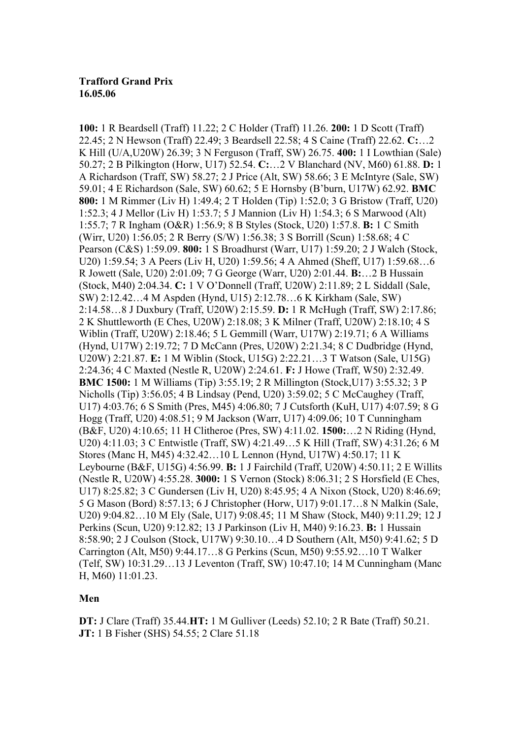**Trafford Grand Prix**
**16.05.06**

**100:** 1 R Beardsell (Traff) 11.22; 2 C Holder (Traff) 11.26. **200:** 1 D Scott (Traff) 22.45; 2 N Hewson (Traff) 22.49; 3 Beardsell 22.58; 4 S Caine (Traff) 22.62. **C:**…2 K Hill (U/A,U20W) 26.39; 3 N Ferguson (Traff, SW) 26.75. **400:** 1 I Lowthian (Sale) 50.27; 2 B Pilkington (Horw, U17) 52.54. **C:**…2 V Blanchard (NV, M60) 61.88. **D:** 1 A Richardson (Traff, SW) 58.27; 2 J Price (Alt, SW) 58.66; 3 E McIntyre (Sale, SW) 59.01; 4 E Richardson (Sale, SW) 60.62; 5 E Hornsby (B'burn, U17W) 62.92. **BMC 800:** 1 M Rimmer (Liv H) 1:49.4; 2 T Holden (Tip) 1:52.0; 3 G Bristow (Traff, U20) 1:52.3; 4 J Mellor (Liv H) 1:53.7; 5 J Mannion (Liv H) 1:54.3; 6 S Marwood (Alt) 1:55.7; 7 R Ingham (O&R) 1:56.9; 8 B Styles (Stock, U20) 1:57.8. **B:** 1 C Smith (Wirr, U20) 1:56.05; 2 R Berry (S/W) 1:56.38; 3 S Borrill (Scun) 1:58.68; 4 C Pearson (C&S) 1:59.09. **800:** 1 S Broadhurst (Warr, U17) 1:59.20; 2 J Walch (Stock, U20) 1:59.54; 3 A Peers (Liv H, U20) 1:59.56; 4 A Ahmed (Sheff, U17) 1:59.68…6 R Jowett (Sale, U20) 2:01.09; 7 G George (Warr, U20) 2:01.44. **B:**…2 B Hussain (Stock, M40) 2:04.34. **C:** 1 V O'Donnell (Traff, U20W) 2:11.89; 2 L Siddall (Sale, SW) 2:12.42…4 M Aspden (Hynd, U15) 2:12.78…6 K Kirkham (Sale, SW) 2:14.58…8 J Duxbury (Traff, U20W) 2:15.59. **D:** 1 R McHugh (Traff, SW) 2:17.86; 2 K Shuttleworth (E Ches, U20W) 2:18.08; 3 K Milner (Traff, U20W) 2:18.10; 4 S Wiblin (Traff, U20W) 2:18.46; 5 L Gemmill (Warr, U17W) 2:19.71; 6 A Williams (Hynd, U17W) 2:19.72; 7 D McCann (Pres, U20W) 2:21.34; 8 C Dudbridge (Hynd, U20W) 2:21.87. **E:** 1 M Wiblin (Stock, U15G) 2:22.21…3 T Watson (Sale, U15G) 2:24.36; 4 C Maxted (Nestle R, U20W) 2:24.61. **F:** J Howe (Traff, W50) 2:32.49. **BMC 1500:** 1 M Williams (Tip) 3:55.19; 2 R Millington (Stock,U17) 3:55.32; 3 P Nicholls (Tip) 3:56.05; 4 B Lindsay (Pend, U20) 3:59.02; 5 C McCaughey (Traff, U17) 4:03.76; 6 S Smith (Pres, M45) 4:06.80; 7 J Cutsforth (KuH, U17) 4:07.59; 8 G Hogg (Traff, U20) 4:08.51; 9 M Jackson (Warr, U17) 4:09.06; 10 T Cunningham (B&F, U20) 4:10.65; 11 H Clitheroe (Pres, SW) 4:11.02. **1500:**…2 N Riding (Hynd, U20) 4:11.03; 3 C Entwistle (Traff, SW) 4:21.49…5 K Hill (Traff, SW) 4:31.26; 6 M Stores (Manc H, M45) 4:32.42…10 L Lennon (Hynd, U17W) 4:50.17; 11 K Leybourne (B&F, U15G) 4:56.99. **B:** 1 J Fairchild (Traff, U20W) 4:50.11; 2 E Willits (Nestle R, U20W) 4:55.28. **3000:** 1 S Vernon (Stock) 8:06.31; 2 S Horsfield (E Ches, U17) 8:25.82; 3 C Gundersen (Liv H, U20) 8:45.95; 4 A Nixon (Stock, U20) 8:46.69; 5 G Mason (Bord) 8:57.13; 6 J Christopher (Horw, U17) 9:01.17…8 N Malkin (Sale, U20) 9:04.82…10 M Ely (Sale, U17) 9:08.45; 11 M Shaw (Stock, M40) 9:11.29; 12 J Perkins (Scun, U20) 9:12.82; 13 J Parkinson (Liv H, M40) 9:16.23. **B:** 1 Hussain 8:58.90; 2 J Coulson (Stock, U17W) 9:30.10…4 D Southern (Alt, M50) 9:41.62; 5 D Carrington (Alt, M50) 9:44.17…8 G Perkins (Scun, M50) 9:55.92…10 T Walker (Telf, SW) 10:31.29…13 J Leventon (Traff, SW) 10:47.10; 14 M Cunningham (Manc H, M60) 11:01.23.

**Men**

**DT:** J Clare (Traff) 35.44.**HT:** 1 M Gulliver (Leeds) 52.10; 2 R Bate (Traff) 50.21. **JT:** 1 B Fisher (SHS) 54.55; 2 Clare 51.18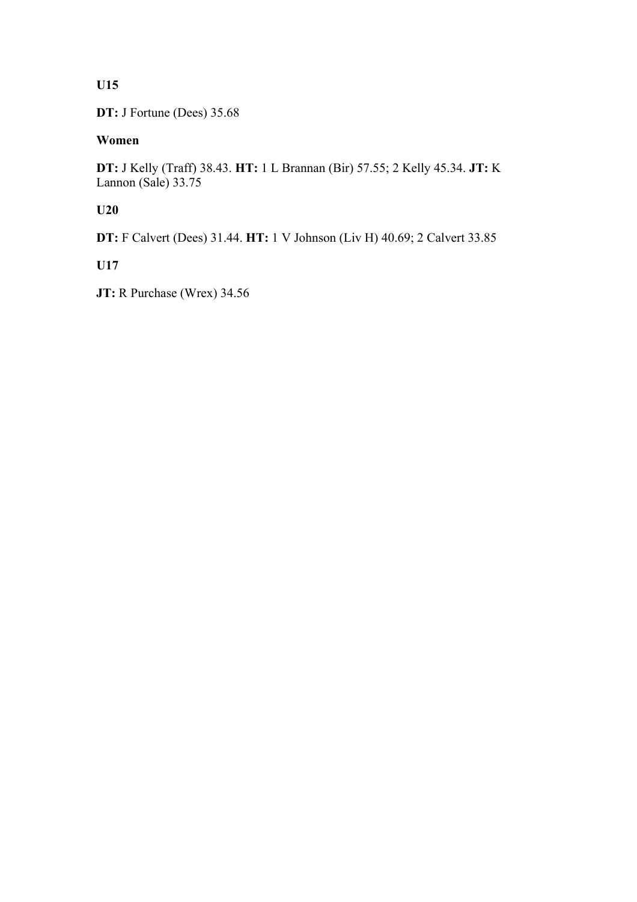**U15**

**DT:** J Fortune (Dees) 35.68

**Women**

**DT:** J Kelly (Traff) 38.43. **HT:** 1 L Brannan (Bir) 57.55; 2 Kelly 45.34. **JT:** K Lannon (Sale) 33.75

**U20**

**DT:** F Calvert (Dees) 31.44. **HT:** 1 V Johnson (Liv H) 40.69; 2 Calvert 33.85

**U17**

**JT:** R Purchase (Wrex) 34.56